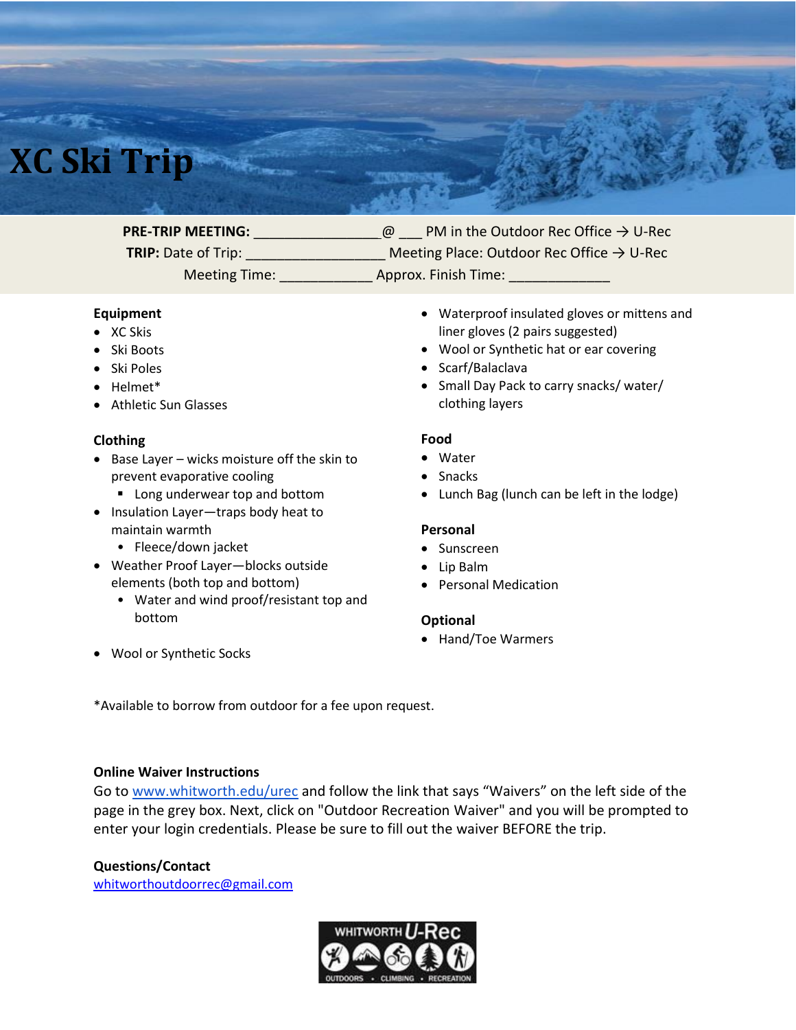# XC Ski Trip

**PRE-TRIP MEETING:** ________________@ ___ PM in the Outdoor Rec Office → U-Rec

**TRIP:** Date of Trip: __________________ Meeting Place: Outdoor Rec Office → U-Rec

Meeting Time: ____________ Approx. Finish Time: _____________

**Equipment**

- XC Skis
- Ski Boots
- Ski Poles
- Helmet*
- Athletic Sun Glasses

**Clothing**

- Base Layer – wicks moisture off the skin to prevent evaporative cooling
  - Long underwear top and bottom
- Insulation Layer—traps body heat to maintain warmth
  - Fleece/down jacket
- Weather Proof Layer—blocks outside elements (both top and bottom)
  - Water and wind proof/resistant top and bottom
- Wool or Synthetic Socks
- Waterproof insulated gloves or mittens and liner gloves (2 pairs suggested)
- Wool or Synthetic hat or ear covering
- Scarf/Balaclava
- Small Day Pack to carry snacks/ water/ clothing layers

**Food**

- Water
- Snacks
- Lunch Bag (lunch can be left in the lodge)

**Personal**

- Sunscreen
- Lip Balm
- Personal Medication

**Optional**

- Hand/Toe Warmers

*Available to borrow from outdoor for a fee upon request.

**Online Waiver Instructions**

Go to www.whitworth.edu/urec and follow the link that says "Waivers" on the left side of the page in the grey box. Next, click on "Outdoor Recreation Waiver" and you will be prompted to enter your login credentials. Please be sure to fill out the waiver BEFORE the trip.

**Questions/Contact**

whitworthoutdoorrec@gmail.com

WHITWORTH U-Rec
OUTDOORS • CLIMBING • RECREATION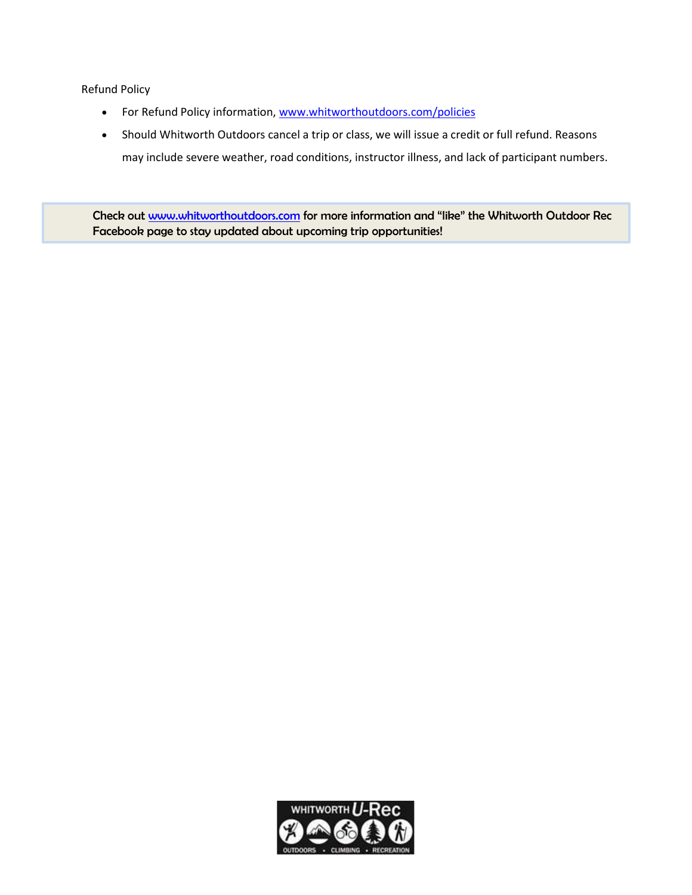Refund Policy

- For Refund Policy information, www.whitworthoutdoors.com/policies
- Should Whitworth Outdoors cancel a trip or class, we will issue a credit or full refund. Reasons may include severe weather, road conditions, instructor illness, and lack of participant numbers.

Check out www.whitworthoutdoors.com for more information and "like" the Whitworth Outdoor Rec Facebook page to stay updated about upcoming trip opportunities!

WHITWORTH U-Rec

OUTDOORS • CLIMBING • RECREATION